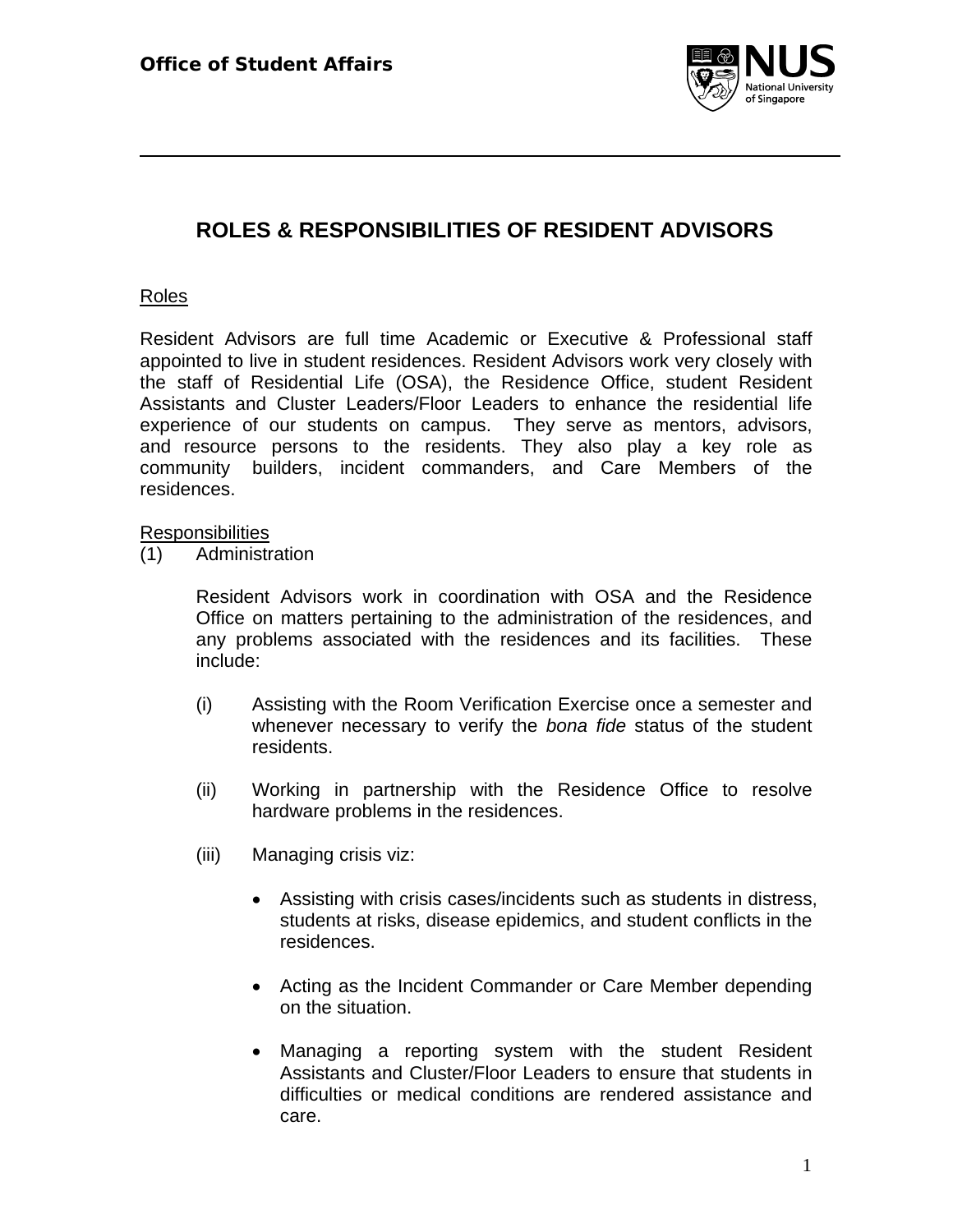# ROLES & RESPONSIBILITIES OF RESIDENT ADVISORS

## Roles

Resident Advisors are full time Academic or Executive & Professional staff appointed to live in student residences. Resident Advisors work very closely with the staff of Residential Life (OSA), the Residence Office, student Resident Assistants and Cluster Leaders/Floor Leaders to enhance the residential life experience of our students on campus. They serve as mentors, advisors, and resource persons to the residents. They also play a key role as community builders, incident commanders, and Care Members of the residences.

## Responsibilities

(1) Administration

Resident Advisors work in coordination with OSA and the Residence Office on matters pertaining to the administration of the residences, and any problems associated with the residences and its facilities. These include:

(i) Assisting with the Room Verification Exercise once a semester and whenever necessary to verify the *bona fide* status of the student residents.

(ii) Working in partnership with the Residence Office to resolve hardware problems in the residences.

(iii) Managing crisis viz:

- Assisting with crisis cases/incidents such as students in distress, students at risks, disease epidemics, and student conflicts in the residences.
- Acting as the Incident Commander or Care Member depending on the situation.
- Managing a reporting system with the student Resident Assistants and Cluster/Floor Leaders to ensure that students in difficulties or medical conditions are rendered assistance and care.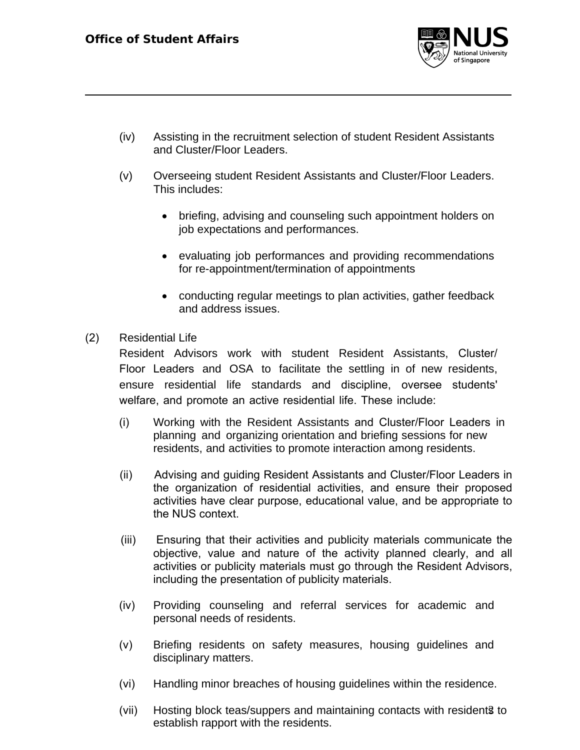(iv) Assisting in the recruitment selection of student Resident Assistants and Cluster/Floor Leaders.

(v) Overseeing student Resident Assistants and Cluster/Floor Leaders. This includes:

- briefing, advising and counseling such appointment holders on job expectations and performances.
- evaluating job performances and providing recommendations for re-appointment/termination of appointments
- conducting regular meetings to plan activities, gather feedback and address issues.

(2) Residential Life

Resident Advisors work with student Resident Assistants, Cluster/ Floor Leaders and OSA to facilitate the settling in of new residents, ensure residential life standards and discipline, oversee students' welfare, and promote an active residential life. These include:

(i) Working with the Resident Assistants and Cluster/Floor Leaders in planning and organizing orientation and briefing sessions for new residents, and activities to promote interaction among residents.

(ii) Advising and guiding Resident Assistants and Cluster/Floor Leaders in the organization of residential activities, and ensure their proposed activities have clear purpose, educational value, and be appropriate to the NUS context.

(iii) Ensuring that their activities and publicity materials communicate the objective, value and nature of the activity planned clearly, and all activities or publicity materials must go through the Resident Advisors, including the presentation of publicity materials.

(iv) Providing counseling and referral services for academic and personal needs of residents.

(v) Briefing residents on safety measures, housing guidelines and disciplinary matters.

(vi) Handling minor breaches of housing guidelines within the residence.

(vii) Hosting block teas/suppers and maintaining contacts with residents to establish rapport with the residents.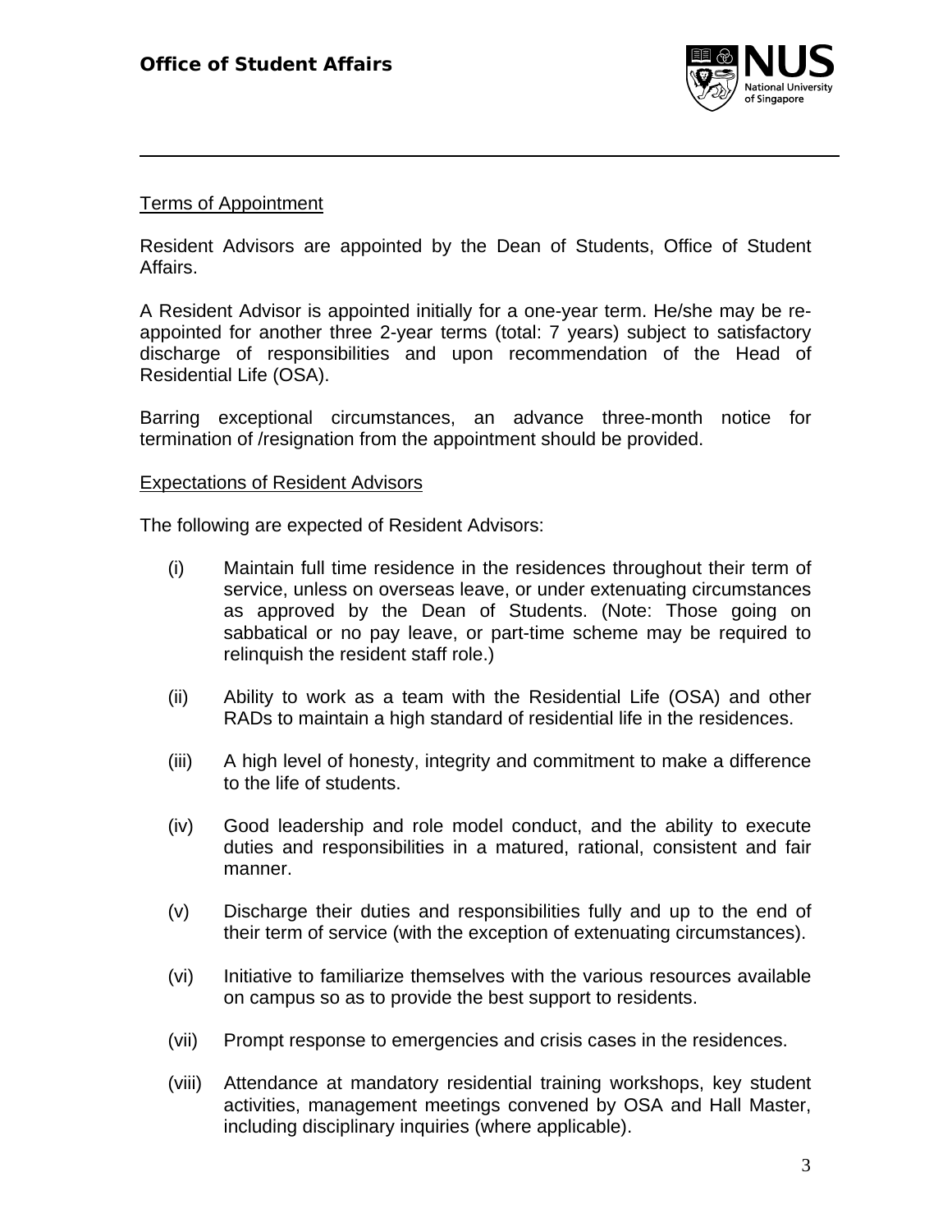Terms of Appointment

Resident Advisors are appointed by the Dean of Students, Office of Student Affairs.

A Resident Advisor is appointed initially for a one-year term. He/she may be re-appointed for another three 2-year terms (total: 7 years) subject to satisfactory discharge of responsibilities and upon recommendation of the Head of Residential Life (OSA).

Barring exceptional circumstances, an advance three-month notice for termination of /resignation from the appointment should be provided.

Expectations of Resident Advisors

The following are expected of Resident Advisors:

(i) Maintain full time residence in the residences throughout their term of service, unless on overseas leave, or under extenuating circumstances as approved by the Dean of Students. (Note: Those going on sabbatical or no pay leave, or part-time scheme may be required to relinquish the resident staff role.)

(ii) Ability to work as a team with the Residential Life (OSA) and other RADs to maintain a high standard of residential life in the residences.

(iii) A high level of honesty, integrity and commitment to make a difference to the life of students.

(iv) Good leadership and role model conduct, and the ability to execute duties and responsibilities in a matured, rational, consistent and fair manner.

(v) Discharge their duties and responsibilities fully and up to the end of their term of service (with the exception of extenuating circumstances).

(vi) Initiative to familiarize themselves with the various resources available on campus so as to provide the best support to residents.

(vii) Prompt response to emergencies and crisis cases in the residences.

(viii) Attendance at mandatory residential training workshops, key student activities, management meetings convened by OSA and Hall Master, including disciplinary inquiries (where applicable).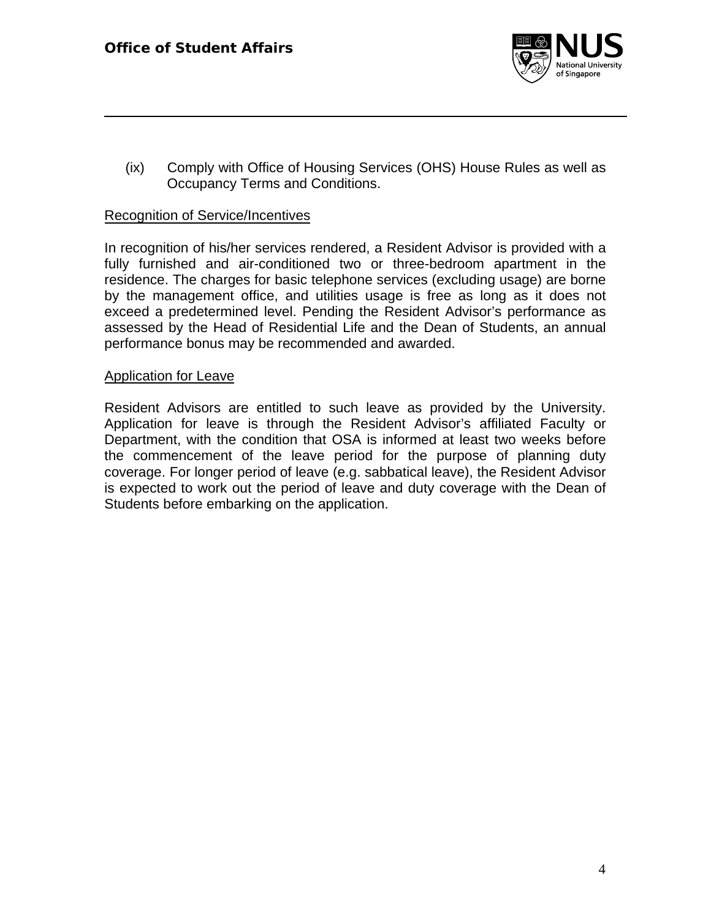(ix) Comply with Office of Housing Services (OHS) House Rules as well as Occupancy Terms and Conditions.

<u>Recognition of Service/Incentives</u>

In recognition of his/her services rendered, a Resident Advisor is provided with a fully furnished and air-conditioned two or three-bedroom apartment in the residence. The charges for basic telephone services (excluding usage) are borne by the management office, and utilities usage is free as long as it does not exceed a predetermined level. Pending the Resident Advisor's performance as assessed by the Head of Residential Life and the Dean of Students, an annual performance bonus may be recommended and awarded.

<u>Application for Leave</u>

Resident Advisors are entitled to such leave as provided by the University. Application for leave is through the Resident Advisor's affiliated Faculty or Department, with the condition that OSA is informed at least two weeks before the commencement of the leave period for the purpose of planning duty coverage. For longer period of leave (e.g. sabbatical leave), the Resident Advisor is expected to work out the period of leave and duty coverage with the Dean of Students before embarking on the application.